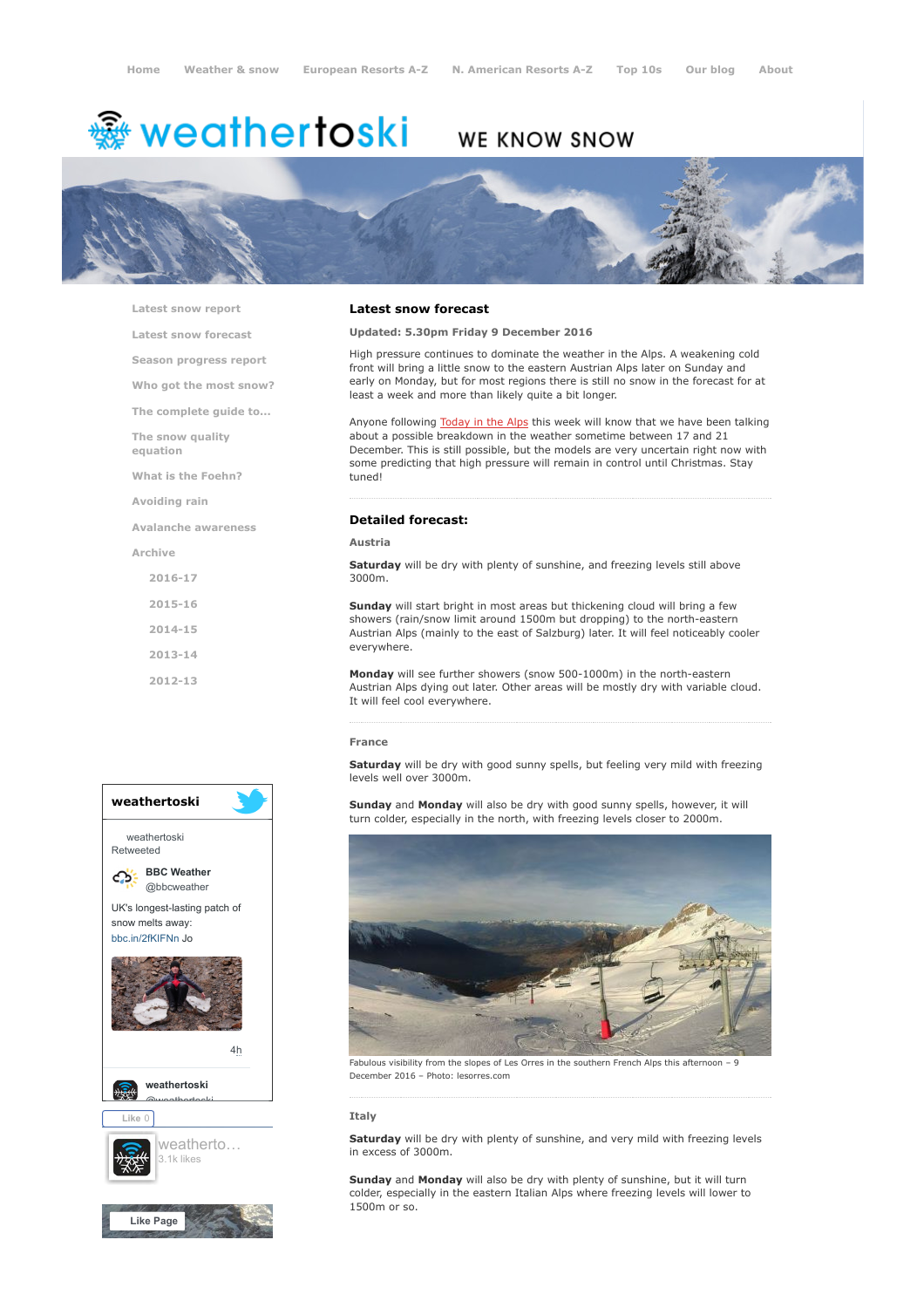Home | Weather & snow | European Resorts A-Z | N. American Resorts A-Z | Top 10s | Our blog | About

weathertoski WE KNOW SNOW

- Latest snow report
- Latest snow forecast
- Season progress report
- Who got the most snow?
- The complete guide to...
- The snow quality equation
- What is the Foehn?
- Avoiding rain
- Avalanche awareness
- Archive
  - 2016-17
  - 2015-16
  - 2014-15
  - 2013-14
  - 2012-13

## Latest snow forecast

**Updated: 5.30pm Friday 9 December 2016**

High pressure continues to dominate the weather in the Alps. A weakening cold front will bring a little snow to the eastern Austrian Alps later on Sunday and early on Monday, but for most regions there is still no snow in the forecast for at least a week and more than likely quite a bit longer.

Anyone following Today in the Alps this week will know that we have been talking about a possible breakdown in the weather sometime between 17 and 21 December. This is still possible, but the models are very uncertain right now with some predicting that high pressure will remain in control until Christmas. Stay tuned!

## Detailed forecast:

### Austria

**Saturday** will be dry with plenty of sunshine, and freezing levels still above 3000m.

**Sunday** will start bright in most areas but thickening cloud will bring a few showers (rain/snow limit around 1500m but dropping) to the north-eastern Austrian Alps (mainly to the east of Salzburg) later. It will feel noticeably cooler everywhere.

**Monday** will see further showers (snow 500-1000m) in the north-eastern Austrian Alps dying out later. Other areas will be mostly dry with variable cloud. It will feel cool everywhere.

### France

**Saturday** will be dry with good sunny spells, but feeling very mild with freezing levels well over 3000m.

**Sunday** and **Monday** will also be dry with good sunny spells, however, it will turn colder, especially in the north, with freezing levels closer to 2000m.

Fabulous visibility from the slopes of Les Orres in the southern French Alps this afternoon – 9 December 2016 – Photo: lesorres.com

### Italy

**Saturday** will be dry with plenty of sunshine, and very mild with freezing levels in excess of 3000m.

**Sunday** and **Monday** will also be dry with plenty of sunshine, but it will turn colder, especially in the eastern Italian Alps where freezing levels will lower to 1500m or so.

weathertoski

weathertoski Retweeted

BBC Weather @bbcweather

UK's longest-lasting patch of snow melts away: bbc.in/2fKIFNn Jo

4h

weathertoski @weathertoski

Like 0

weatherto… 3.1k likes

Like Page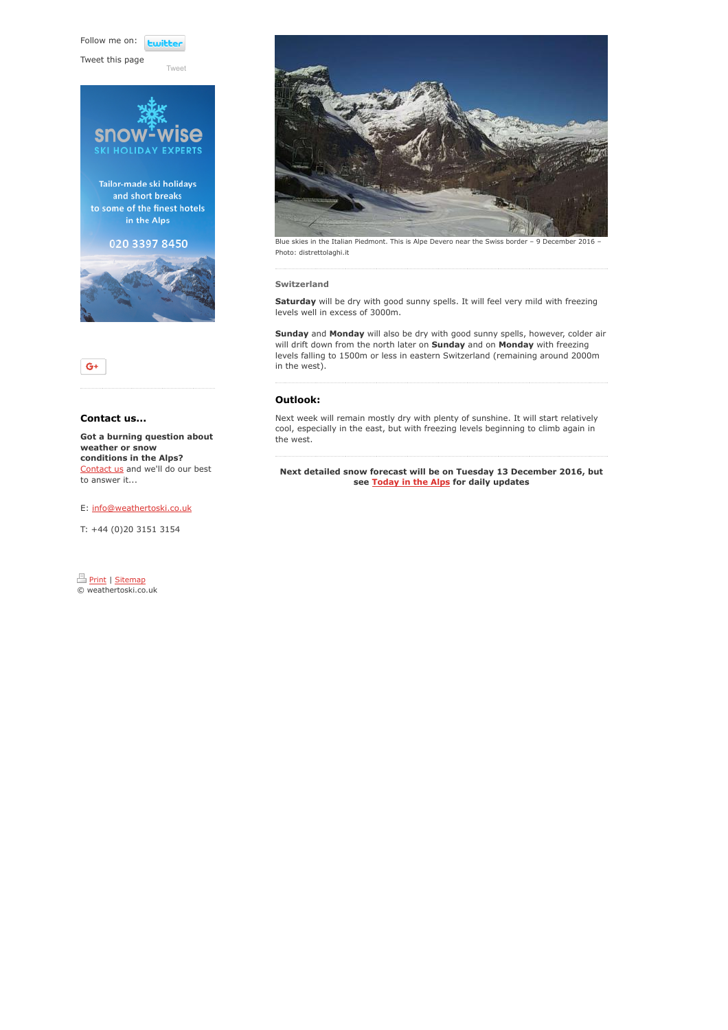Follow me on:

Tweet this page

Tweet

Blue skies in the Italian Piedmont. This is Alpe Devero near the Swiss border – 9 December 2016 – Photo: distrettolaghi.it

### Switzerland

**Saturday** will be dry with good sunny spells. It will feel very mild with freezing levels well in excess of 3000m.

**Sunday** and **Monday** will also be dry with good sunny spells, however, colder air will drift down from the north later on **Sunday** and on **Monday** with freezing levels falling to 1500m or less in eastern Switzerland (remaining around 2000m in the west).

## Outlook:

Next week will remain mostly dry with plenty of sunshine. It will start relatively cool, especially in the east, but with freezing levels beginning to climb again in the west.

**Next detailed snow forecast will be on Tuesday 13 December 2016, but see Today in the Alps for daily updates**

## Contact us...

**Got a burning question about weather or snow conditions in the Alps?**

Contact us and we'll do our best to answer it...

E: info@weathertoski.co.uk

T: +44 (0)20 3151 3154

Print | Sitemap

© weathertoski.co.uk